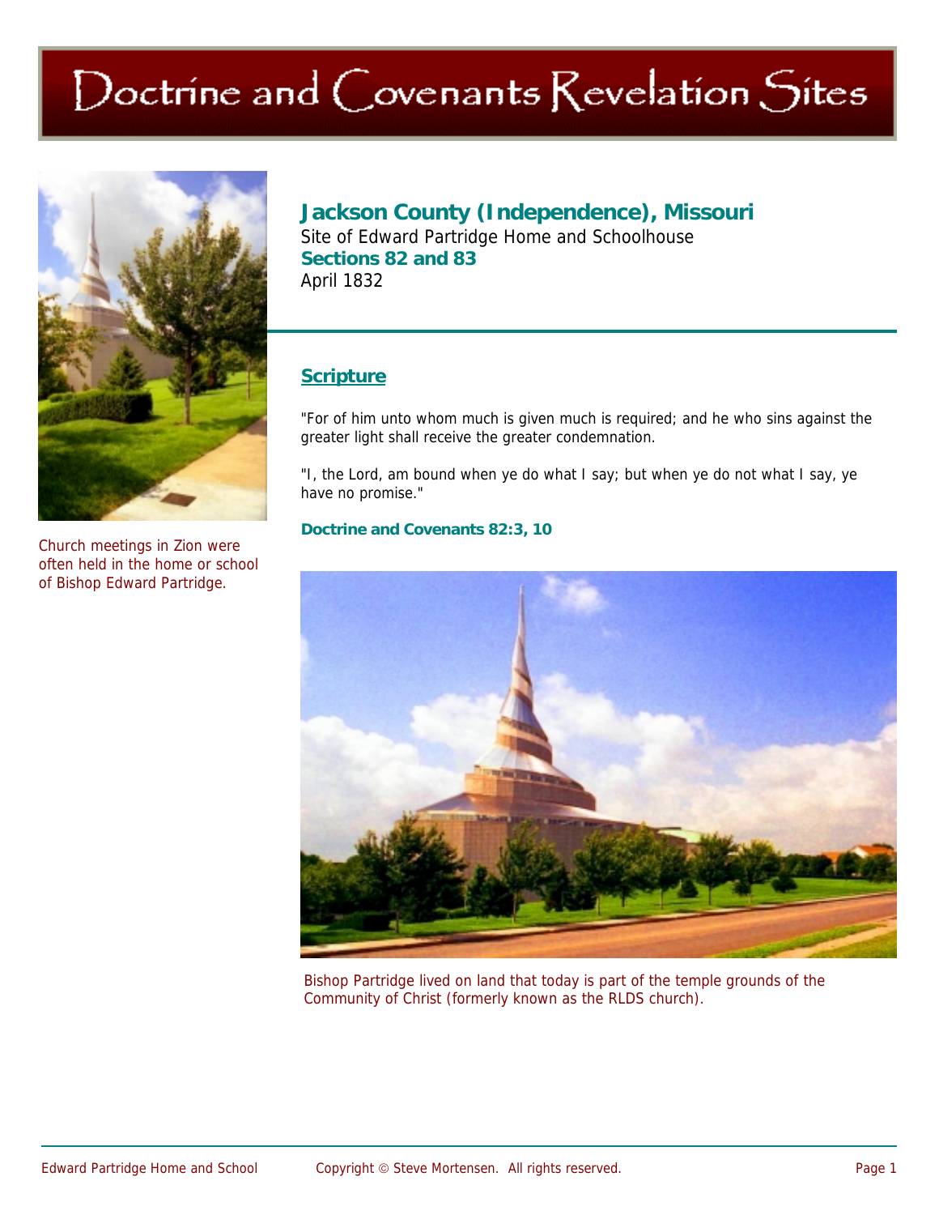# Doctrine and Covenants Revelation Sites

Church meetings in Zion were often held in the home or school of Bishop Edward Partridge.

## Jackson County (Independence), Missouri

Site of Edward Partridge Home and Schoolhouse

**Sections 82 and 83**

April 1832

### Scripture

"For of him unto whom much is given much is required; and he who sins against the greater light shall receive the greater condemnation.

"I, the Lord, am bound when ye do what I say; but when ye do not what I say, ye have no promise."

**Doctrine and Covenants 82:3, 10**

Bishop Partridge lived on land that today is part of the temple grounds of the Community of Christ (formerly known as the RLDS church).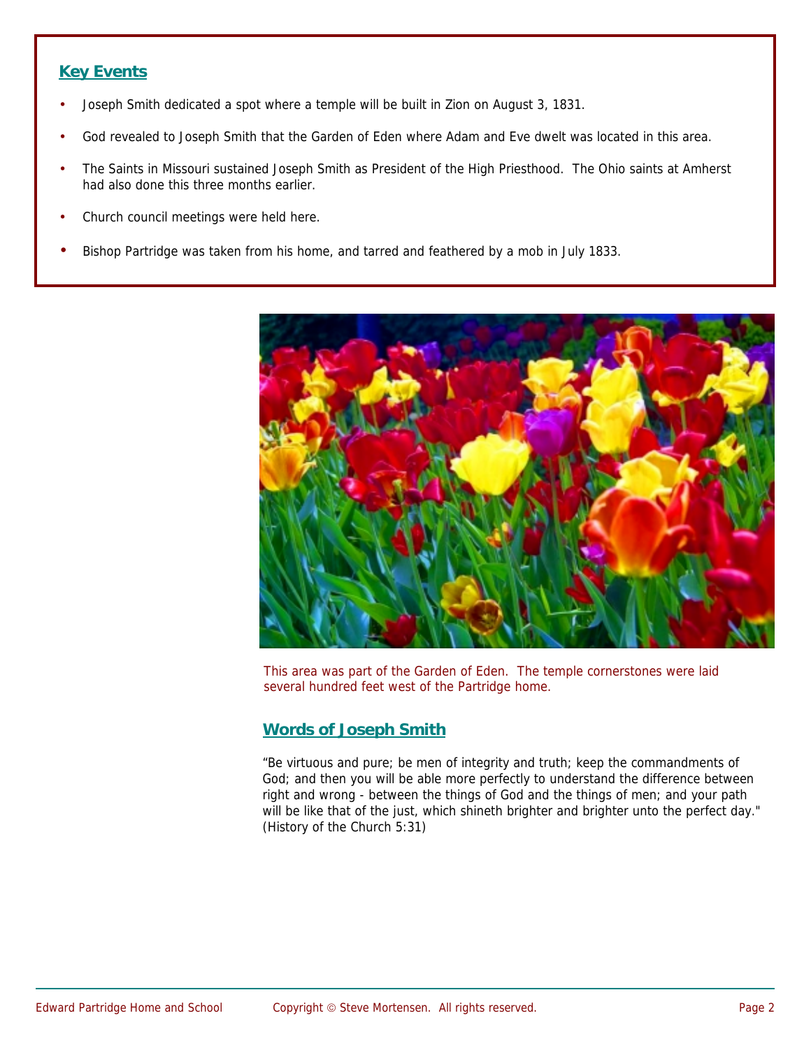## Key Events

- Joseph Smith dedicated a spot where a temple will be built in Zion on August 3, 1831.
- God revealed to Joseph Smith that the Garden of Eden where Adam and Eve dwelt was located in this area.
- The Saints in Missouri sustained Joseph Smith as President of the High Priesthood. The Ohio saints at Amherst had also done this three months earlier.
- Church council meetings were held here.
- Bishop Partridge was taken from his home, and tarred and feathered by a mob in July 1833.

This area was part of the Garden of Eden. The temple cornerstones were laid several hundred feet west of the Partridge home.

## Words of Joseph Smith

"Be virtuous and pure; be men of integrity and truth; keep the commandments of God; and then you will be able more perfectly to understand the difference between right and wrong - between the things of God and the things of men; and your path will be like that of the just, which shineth brighter and brighter unto the perfect day." (History of the Church 5:31)